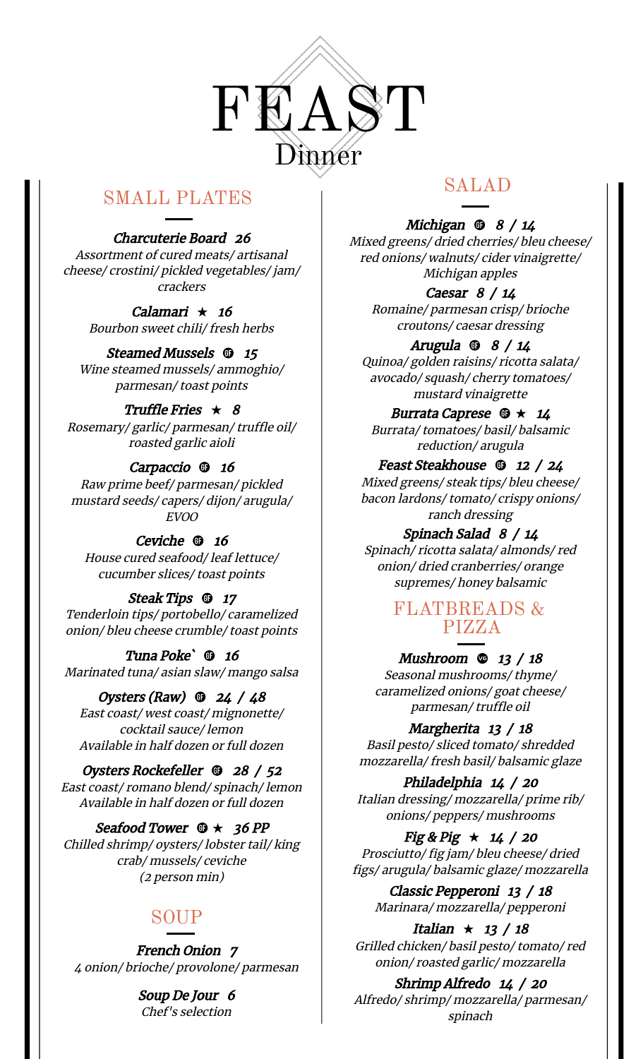# FEAST

Dinner

## SMALL PLATES

***Charcuterie Board* 26**
*Assortment of cured meats/ artisanal cheese/ crostini/ pickled vegetables/ jam/ crackers*

***Calamari* ★ 16**
*Bourbon sweet chili/ fresh herbs*

***Steamed Mussels* GF 15**
*Wine steamed mussels/ ammoghio/ parmesan/ toast points*

***Truffle Fries* ★ 8**
*Rosemary/ garlic/ parmesan/ truffle oil/ roasted garlic aioli*

***Carpaccio* GF 16**
*Raw prime beef/ parmesan/ pickled mustard seeds/ capers/ dijon/ arugula/ EVOO*

***Ceviche* GF 16**
*House cured seafood/ leaf lettuce/ cucumber slices/ toast points*

***Steak Tips* GF 17**
*Tenderloin tips/ portobello/ caramelized onion/ bleu cheese crumble/ toast points*

***Tuna Poke`* GF 16**
*Marinated tuna/ asian slaw/ mango salsa*

***Oysters (Raw)* GF 24 / 48**
*East coast/ west coast/ mignonette/ cocktail sauce/ lemon*
*Available in half dozen or full dozen*

***Oysters Rockefeller* GF 28 / 52**
*East coast/ romano blend/ spinach/ lemon*
*Available in half dozen or full dozen*

***Seafood Tower* GF ★ 36 PP**
*Chilled shrimp/ oysters/ lobster tail/ king crab/ mussels/ ceviche*
*(2 person min)*

## SOUP

***French Onion* 7**
*4 onion/ brioche/ provolone/ parmesan*

***Soup De Jour* 6**
*Chef's selection*

## SALAD

***Michigan* GF 8 / 14**
*Mixed greens/ dried cherries/ bleu cheese/ red onions/ walnuts/ cider vinaigrette/ Michigan apples*

***Caesar* 8 / 14**
*Romaine/ parmesan crisp/ brioche croutons/ caesar dressing*

***Arugula* GF 8 / 14**
*Quinoa/ golden raisins/ ricotta salata/ avocado/ squash/ cherry tomatoes/ mustard vinaigrette*

***Burrata Caprese* GF ★ 14**
*Burrata/ tomatoes/ basil/ balsamic reduction/ arugula*

***Feast Steakhouse* GF 12 / 24**
*Mixed greens/ steak tips/ bleu cheese/ bacon lardons/ tomato/ crispy onions/ ranch dressing*

***Spinach Salad* 8 / 14**
*Spinach/ ricotta salata/ almonds/ red onion/ dried cranberries/ orange supremes/ honey balsamic*

## FLATBREADS & PIZZA

***Mushroom* VG 13 / 18**
*Seasonal mushrooms/ thyme/ caramelized onions/ goat cheese/ parmesan/ truffle oil*

***Margherita* 13 / 18**
*Basil pesto/ sliced tomato/ shredded mozzarella/ fresh basil/ balsamic glaze*

***Philadelphia* 14 / 20**
*Italian dressing/ mozzarella/ prime rib/ onions/ peppers/ mushrooms*

***Fig & Pig* ★ 14 / 20**
*Prosciutto/ fig jam/ bleu cheese/ dried figs/ arugula/ balsamic glaze/ mozzarella*

***Classic Pepperoni* 13 / 18**
*Marinara/ mozzarella/ pepperoni*

***Italian* ★ 13 / 18**
*Grilled chicken/ basil pesto/ tomato/ red onion/ roasted garlic/ mozzarella*

***Shrimp Alfredo* 14 / 20**
*Alfredo/ shrimp/ mozzarella/ parmesan/ spinach*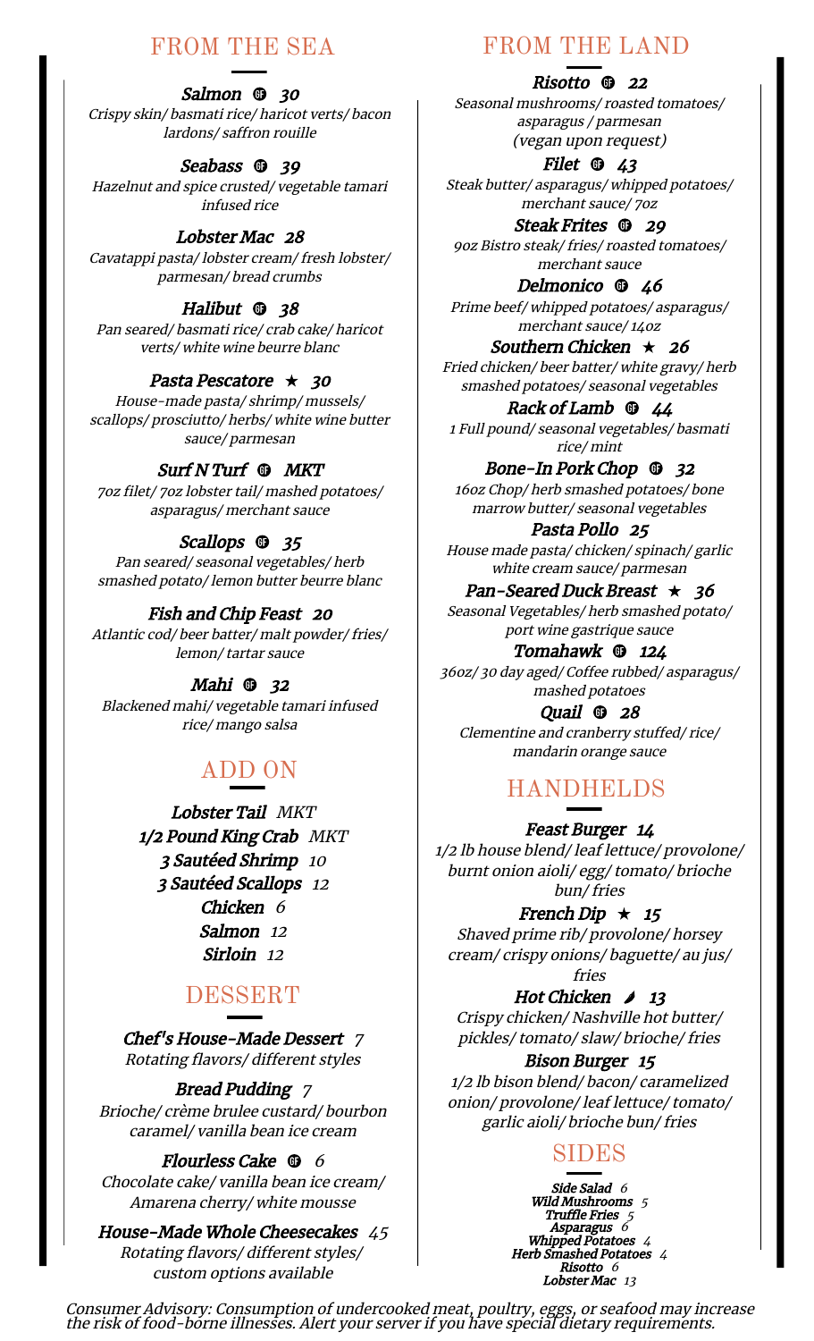## FROM THE SEA

***Salmon*** ⓖ ***30***
*Crispy skin/ basmati rice/ haricot verts/ bacon lardons/ saffron rouille*

***Seabass*** ⓖ ***39***
*Hazelnut and spice crusted/ vegetable tamari infused rice*

***Lobster Mac 28***
*Cavatappi pasta/ lobster cream/ fresh lobster/ parmesan/ bread crumbs*

***Halibut*** ⓖ ***38***
*Pan seared/ basmati rice/ crab cake/ haricot verts/ white wine beurre blanc*

***Pasta Pescatore*** ★ ***30***
*House-made pasta/ shrimp/ mussels/ scallops/ prosciutto/ herbs/ white wine butter sauce/ parmesan*

***Surf N Turf*** ⓖ ***MKT***
*7oz filet/ 7oz lobster tail/ mashed potatoes/ asparagus/ merchant sauce*

***Scallops*** ⓖ ***35***
*Pan seared/ seasonal vegetables/ herb smashed potato/ lemon butter beurre blanc*

***Fish and Chip Feast 20***
*Atlantic cod/ beer batter/ malt powder/ fries/ lemon/ tartar sauce*

***Mahi*** ⓖ ***32***
*Blackened mahi/ vegetable tamari infused rice/ mango salsa*

## ADD ON

***Lobster Tail*** *MKT*
***1/2 Pound King Crab*** *MKT*
***3 Sautéed Shrimp*** *10*
***3 Sautéed Scallops*** *12*
***Chicken*** *6*
***Salmon*** *12*
***Sirloin*** *12*

## DESSERT

***Chef's House-Made Dessert*** *7*
*Rotating flavors/ different styles*

***Bread Pudding*** *7*
*Brioche/ crème brulee custard/ bourbon caramel/ vanilla bean ice cream*

***Flourless Cake*** ⓖ *6*
*Chocolate cake/ vanilla bean ice cream/ Amarena cherry/ white mousse*

***House-Made Whole Cheesecakes*** *45*
*Rotating flavors/ different styles/ custom options available*

## FROM THE LAND

***Risotto*** ⓖ ***22***
*Seasonal mushrooms/ roasted tomatoes/ asparagus / parmesan (vegan upon request)*

***Filet*** ⓖ ***43***
*Steak butter/ asparagus/ whipped potatoes/ merchant sauce/ 7oz*

***Steak Frites*** ⓖ ***29***
*9oz Bistro steak/ fries/ roasted tomatoes/ merchant sauce*

***Delmonico*** ⓖ ***46***
*Prime beef/ whipped potatoes/ asparagus/ merchant sauce/ 14oz*

***Southern Chicken*** ★ ***26***
*Fried chicken/ beer batter/ white gravy/ herb smashed potatoes/ seasonal vegetables*

***Rack of Lamb*** ⓖ ***44***
*1 Full pound/ seasonal vegetables/ basmati rice/ mint*

***Bone-In Pork Chop*** ⓖ ***32***
*16oz Chop/ herb smashed potatoes/ bone marrow butter/ seasonal vegetables*

***Pasta Pollo 25***
*House made pasta/ chicken/ spinach/ garlic white cream sauce/ parmesan*

***Pan-Seared Duck Breast*** ★ ***36***
*Seasonal Vegetables/ herb smashed potato/ port wine gastrique sauce*

***Tomahawk*** ⓖ ***124***
*36oz/ 30 day aged/ Coffee rubbed/ asparagus/ mashed potatoes*

***Quail*** ⓖ ***28***
*Clementine and cranberry stuffed/ rice/ mandarin orange sauce*

## HANDHELDS

***Feast Burger 14***
*1/2 lb house blend/ leaf lettuce/ provolone/ burnt onion aioli/ egg/ tomato/ brioche bun/ fries*

***French Dip*** ★ ***15***
*Shaved prime rib/ provolone/ horsey cream/ crispy onions/ baguette/ au jus/ fries*

***Hot Chicken*** 🌶 ***13***
*Crispy chicken/ Nashville hot butter/ pickles/ tomato/ slaw/ brioche/ fries*

***Bison Burger 15***
*1/2 lb bison blend/ bacon/ caramelized onion/ provolone/ leaf lettuce/ tomato/ garlic aioli/ brioche bun/ fries*

## SIDES

***Side Salad*** *6*
***Wild Mushrooms*** *5*
***Truffle Fries*** *5*
***Asparagus*** *6*
***Whipped Potatoes*** *4*
***Herb Smashed Potatoes*** *4*
***Risotto*** *6*
***Lobster Mac*** *13*

*Consumer Advisory: Consumption of undercooked meat, poultry, eggs, or seafood may increase the risk of food-borne illnesses. Alert your server if you have special dietary requirements.*